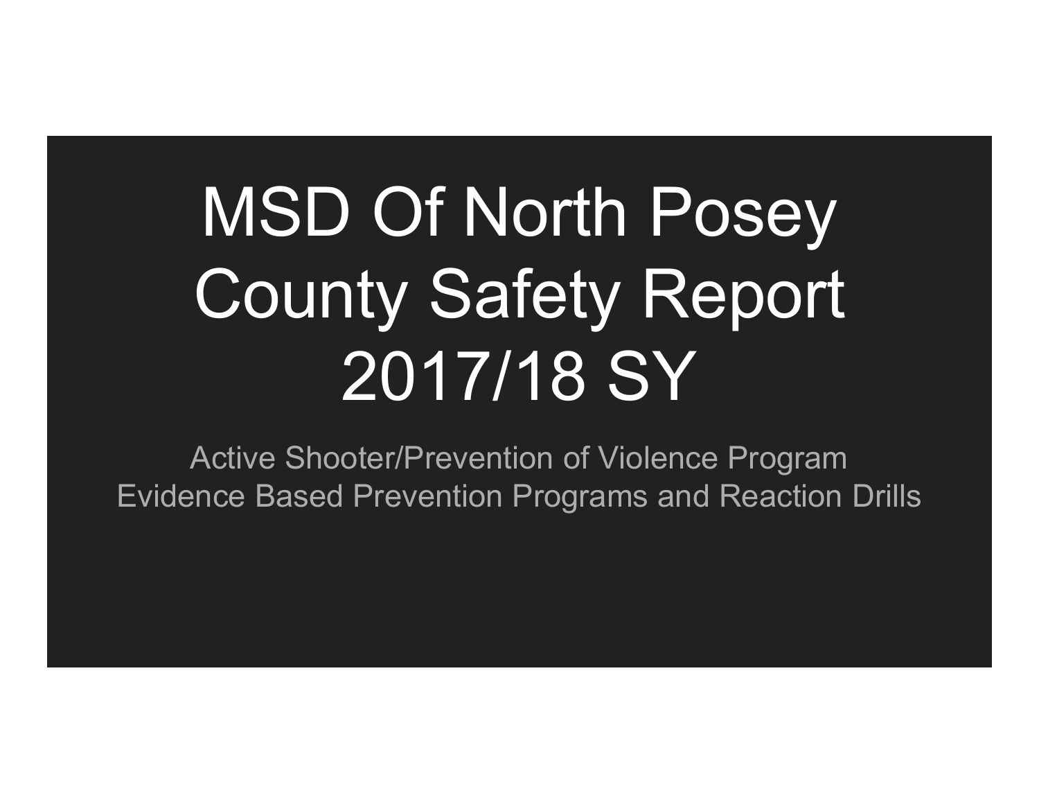# MSD Of North Posey County Safety Report 2017/18 SY

Active Shooter/Prevention of Violence Program
Evidence Based Prevention Programs and Reaction Drills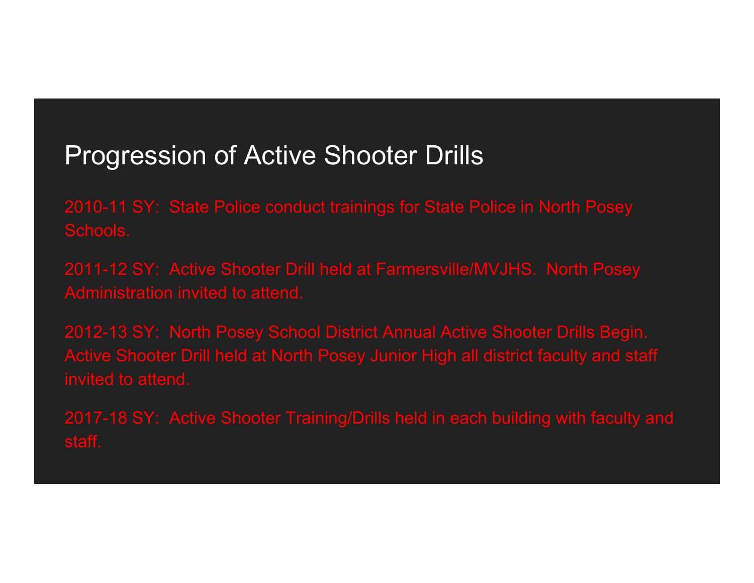# Progression of Active Shooter Drills

2010-11 SY: State Police conduct trainings for State Police in North Posey Schools.

2011-12 SY: Active Shooter Drill held at Farmersville/MVJHS. North Posey Administration invited to attend.

2012-13 SY: North Posey School District Annual Active Shooter Drills Begin. Active Shooter Drill held at North Posey Junior High all district faculty and staff invited to attend.

2017-18 SY: Active Shooter Training/Drills held in each building with faculty and staff.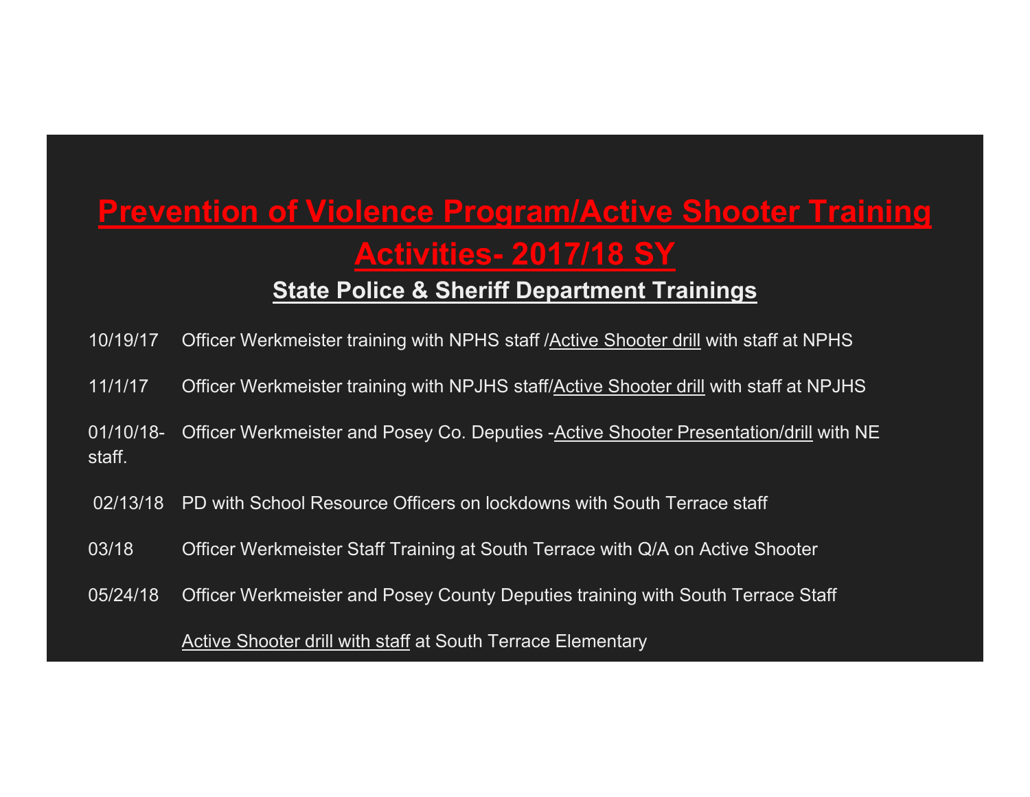# Prevention of Violence Program/Active Shooter Training Activities- 2017/18 SY

## State Police & Sheriff Department Trainings

10/19/17 Officer Werkmeister training with NPHS staff /Active Shooter drill with staff at NPHS

11/1/17 Officer Werkmeister training with NPJHS staff/Active Shooter drill with staff at NPJHS

01/10/18- Officer Werkmeister and Posey Co. Deputies -Active Shooter Presentation/drill with NE staff.

02/13/18 PD with School Resource Officers on lockdowns with South Terrace staff

03/18 Officer Werkmeister Staff Training at South Terrace with Q/A on Active Shooter

05/24/18 Officer Werkmeister and Posey County Deputies training with South Terrace Staff

Active Shooter drill with staff at South Terrace Elementary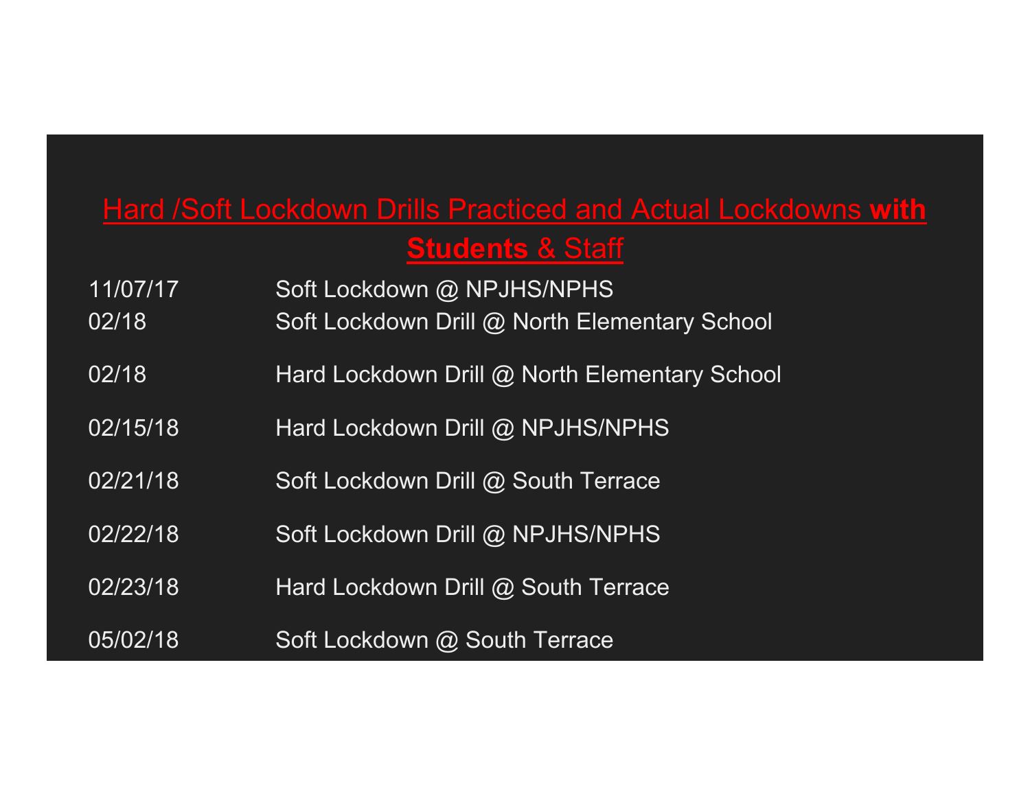## Hard /Soft Lockdown Drills Practiced and Actual Lockdowns **with Students** & Staff

| | |
|---|---|
| 11/07/17 | Soft Lockdown @ NPJHS/NPHS |
| 02/18 | Soft Lockdown Drill @ North Elementary School |
| 02/18 | Hard Lockdown Drill @ North Elementary School |
| 02/15/18 | Hard Lockdown Drill @ NPJHS/NPHS |
| 02/21/18 | Soft Lockdown Drill @ South Terrace |
| 02/22/18 | Soft Lockdown Drill @ NPJHS/NPHS |
| 02/23/18 | Hard Lockdown Drill @ South Terrace |
| 05/02/18 | Soft Lockdown @ South Terrace |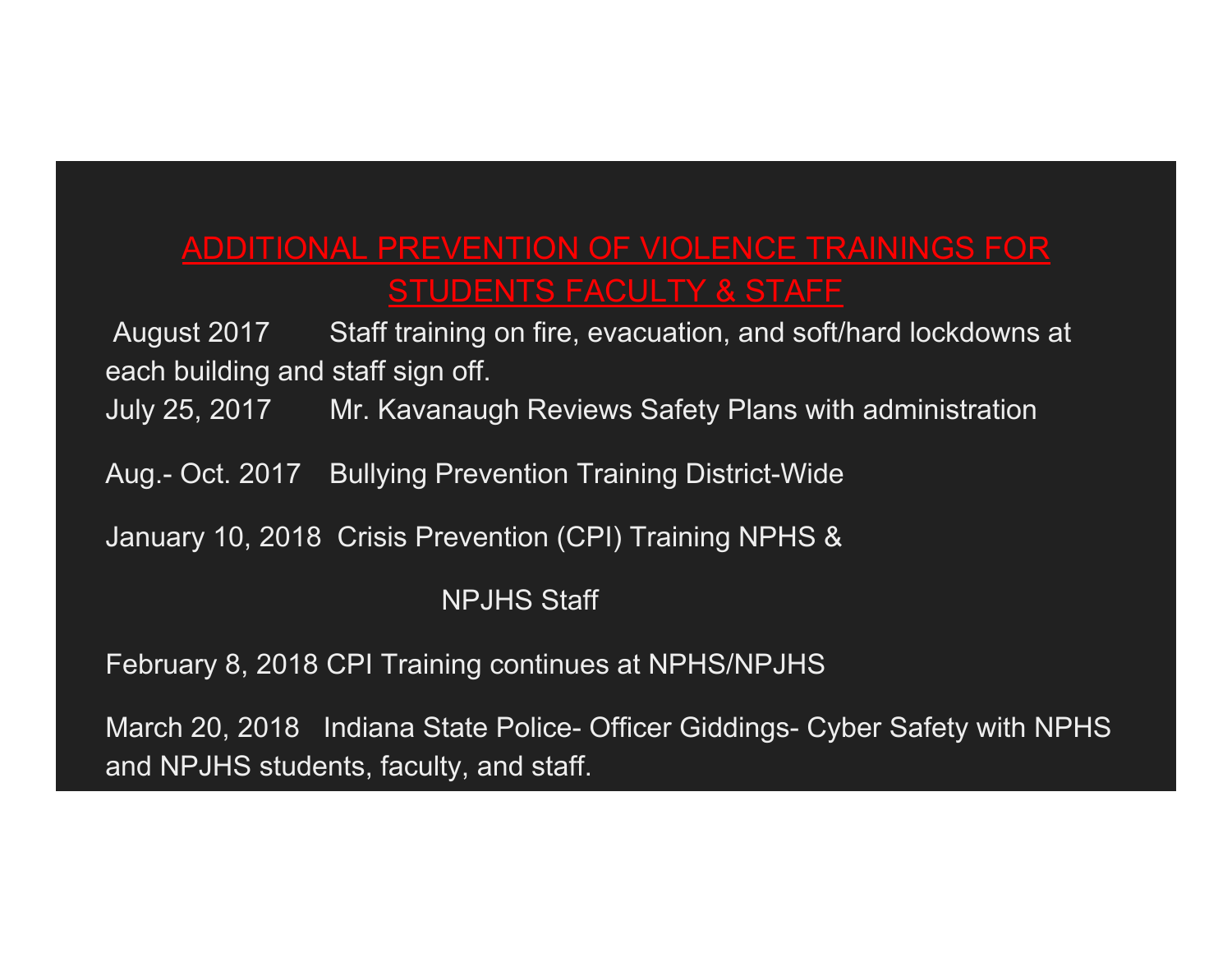## ADDITIONAL PREVENTION OF VIOLENCE TRAININGS FOR STUDENTS FACULTY & STAFF

August 2017 Staff training on fire, evacuation, and soft/hard lockdowns at each building and staff sign off.

July 25, 2017 Mr. Kavanaugh Reviews Safety Plans with administration

Aug.- Oct. 2017 Bullying Prevention Training District-Wide

January 10, 2018 Crisis Prevention (CPI) Training NPHS & NPJHS Staff

February 8, 2018 CPI Training continues at NPHS/NPJHS

March 20, 2018 Indiana State Police- Officer Giddings- Cyber Safety with NPHS and NPJHS students, faculty, and staff.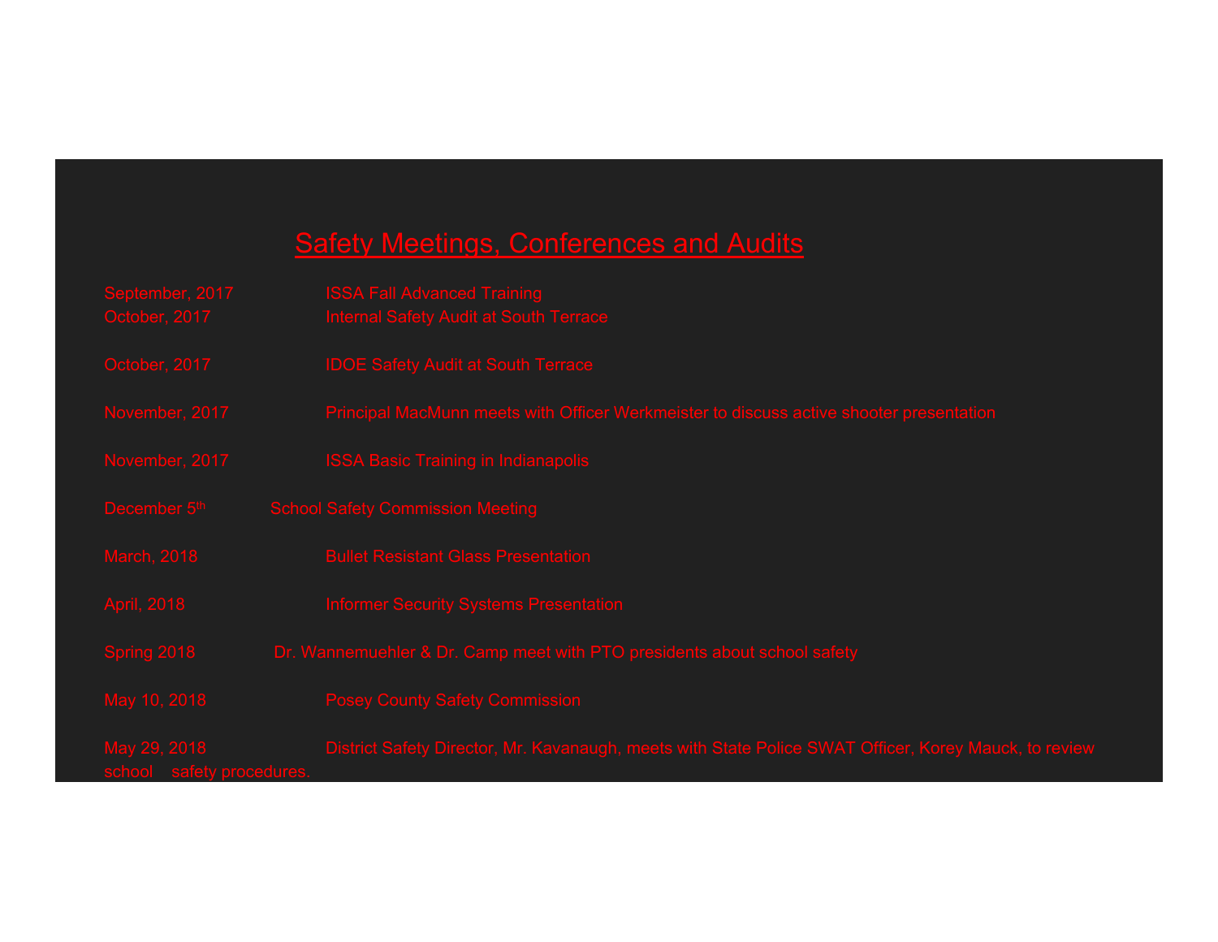# Safety Meetings, Conferences and Audits

| Date | Event |
|---|---|
| September, 2017 | ISSA Fall Advanced Training |
| October, 2017 | Internal Safety Audit at South Terrace |
| October, 2017 | IDOE Safety Audit at South Terrace |
| November, 2017 | Principal MacMunn meets with Officer Werkmeister to discuss active shooter presentation |
| November, 2017 | ISSA Basic Training in Indianapolis |
| December 5th | School Safety Commission Meeting |
| March, 2018 | Bullet Resistant Glass Presentation |
| April, 2018 | Informer Security Systems Presentation |
| Spring 2018 | Dr. Wannemuehler & Dr. Camp meet with PTO presidents about school safety |
| May 10, 2018 | Posey County Safety Commission |
| May 29, 2018 | District Safety Director, Mr. Kavanaugh, meets with State Police SWAT Officer, Korey Mauck, to review school safety procedures. |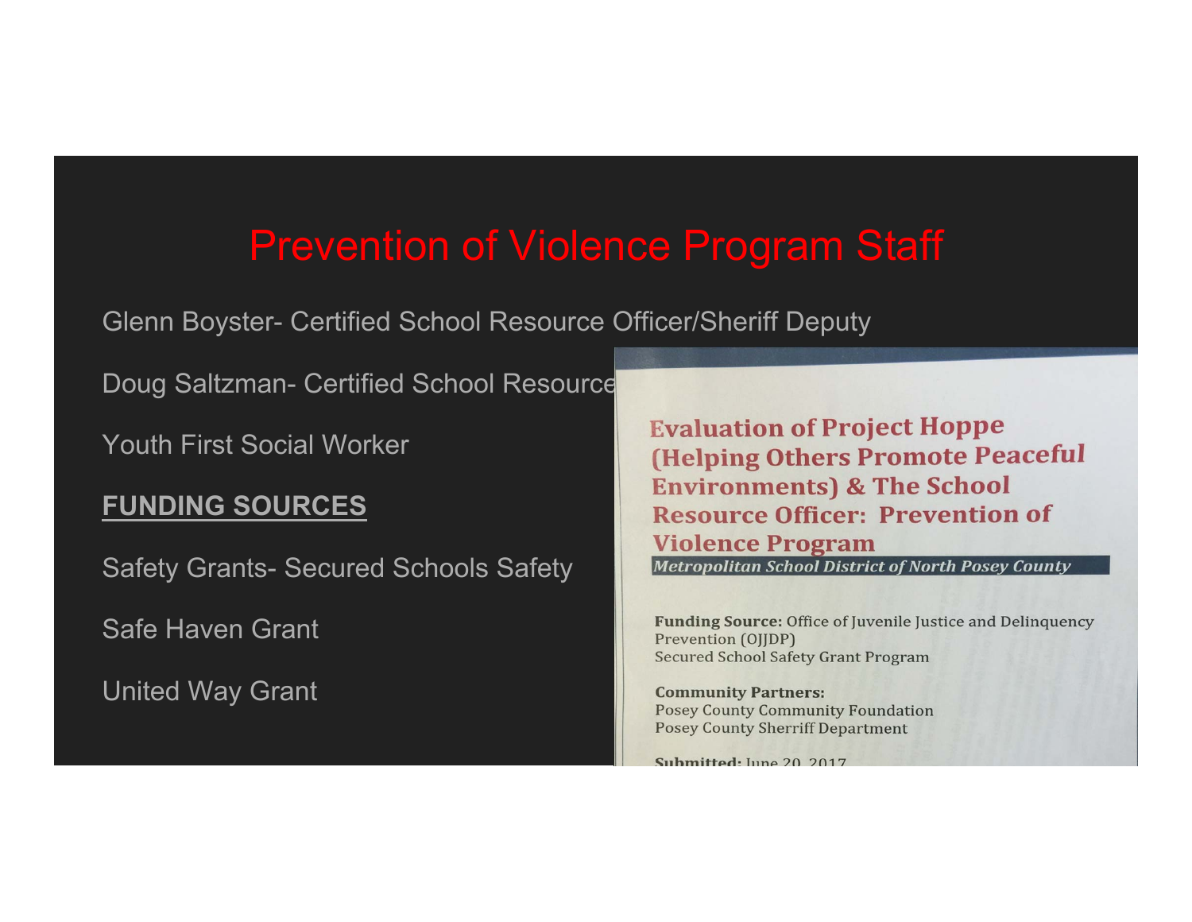# Prevention of Violence Program Staff

Glenn Boyster- Certified School Resource Officer/Sheriff Deputy

Doug Saltzman- Certified School Resource

Youth First Social Worker

**FUNDING SOURCES**

Safety Grants- Secured Schools Safety

Safe Haven Grant

United Way Grant

**Evaluation of Project Hoppe (Helping Others Promote Peaceful Environments) & The School Resource Officer: Prevention of Violence Program**

*Metropolitan School District of North Posey County*

**Funding Source:** Office of Juvenile Justice and Delinquency Prevention (OJJDP)
Secured School Safety Grant Program

**Community Partners:**
Posey County Community Foundation
Posey County Sherriff Department

**Submitted:** June 20, 2017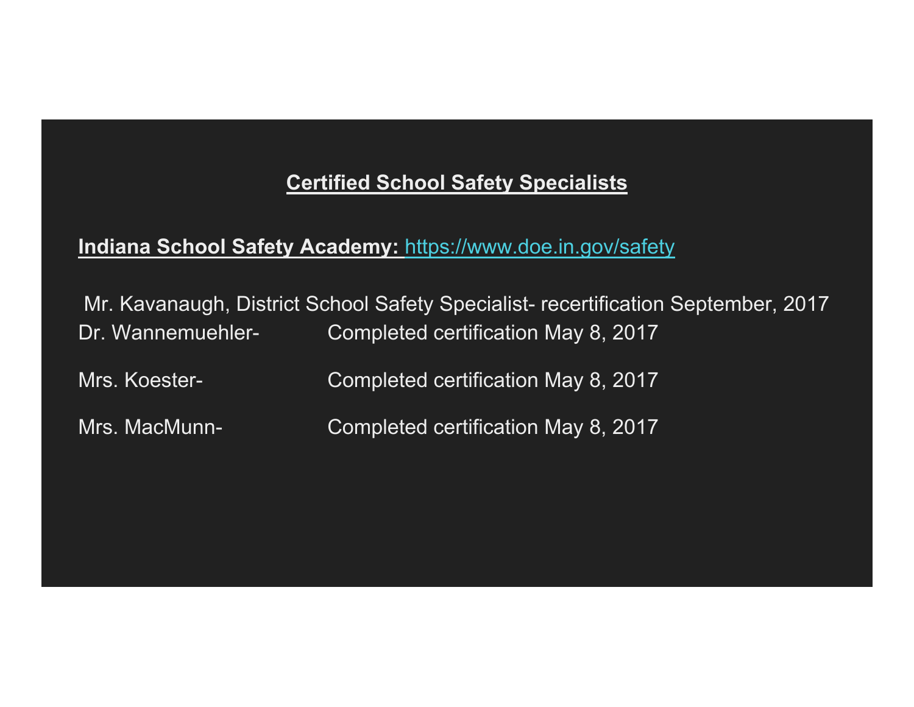## Certified School Safety Specialists

**Indiana School Safety Academy:** https://www.doe.in.gov/safety

Mr. Kavanaugh, District School Safety Specialist- recertification September, 2017

Dr. Wannemuehler- Completed certification May 8, 2017

Mrs. Koester- Completed certification May 8, 2017

Mrs. MacMunn- Completed certification May 8, 2017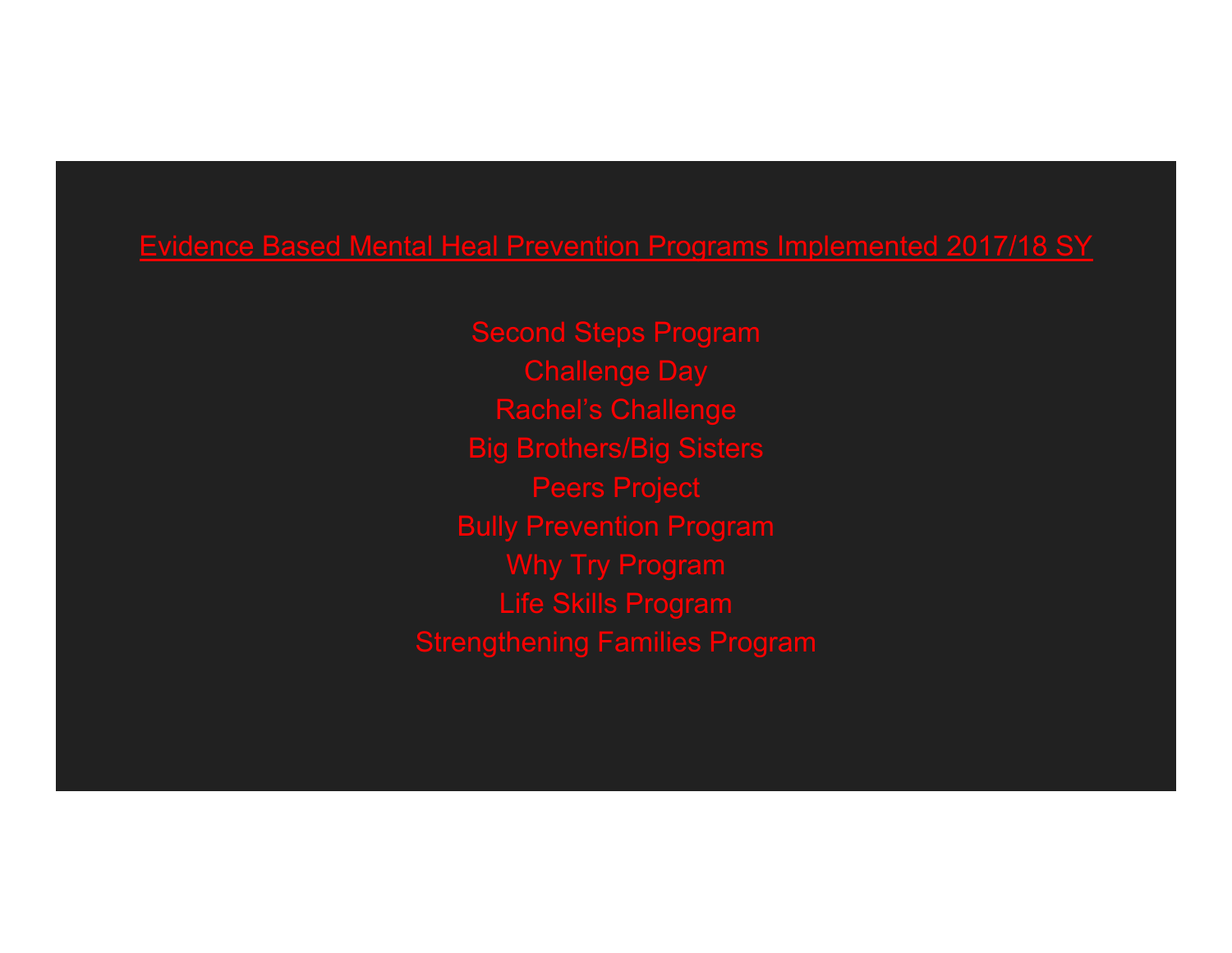## Evidence Based Mental Heal Prevention Programs Implemented 2017/18 SY

Second Steps Program
Challenge Day
Rachel's Challenge
Big Brothers/Big Sisters
Peers Project
Bully Prevention Program
Why Try Program
Life Skills Program
Strengthening Families Program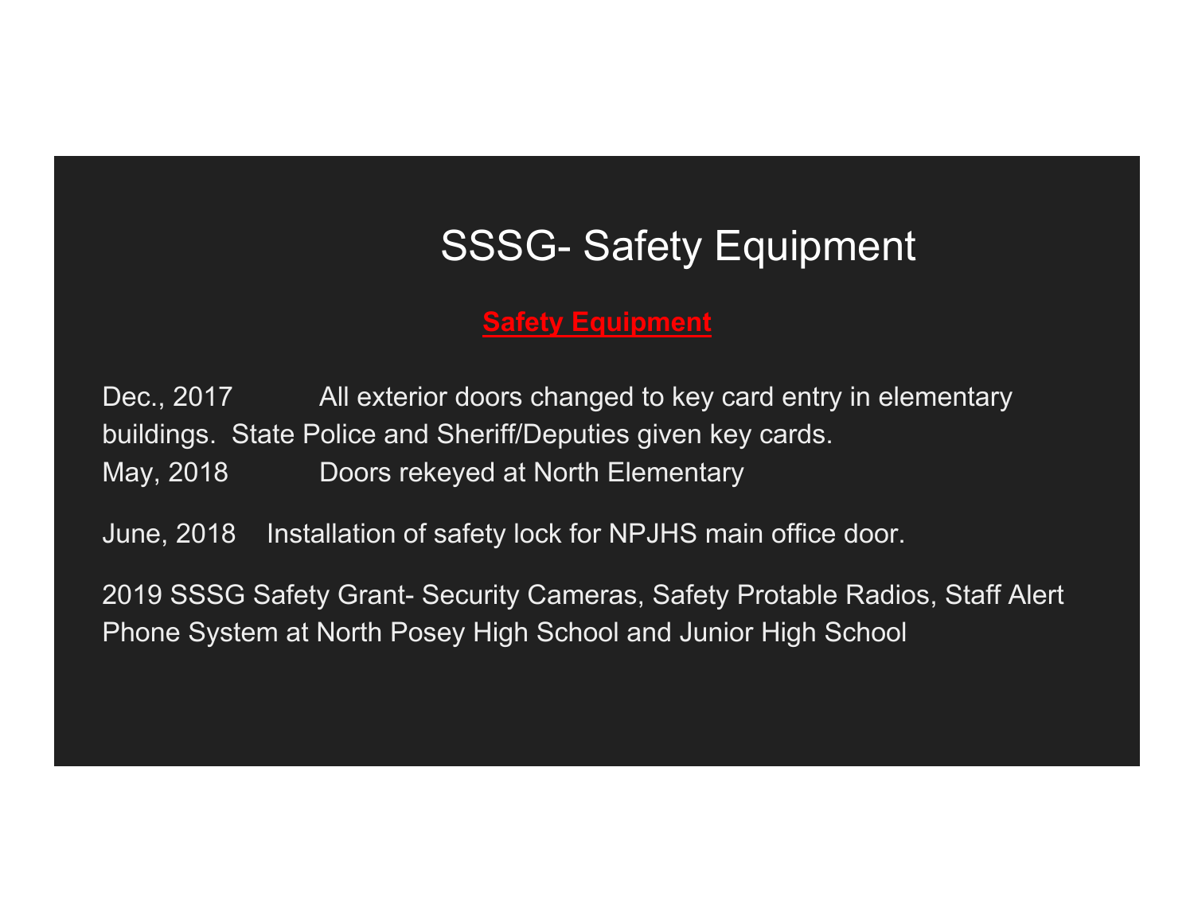# SSSG- Safety Equipment

**Safety Equipment**

Dec., 2017 All exterior doors changed to key card entry in elementary buildings. State Police and Sheriff/Deputies given key cards.
May, 2018 Doors rekeyed at North Elementary

June, 2018 Installation of safety lock for NPJHS main office door.

2019 SSSG Safety Grant- Security Cameras, Safety Protable Radios, Staff Alert Phone System at North Posey High School and Junior High School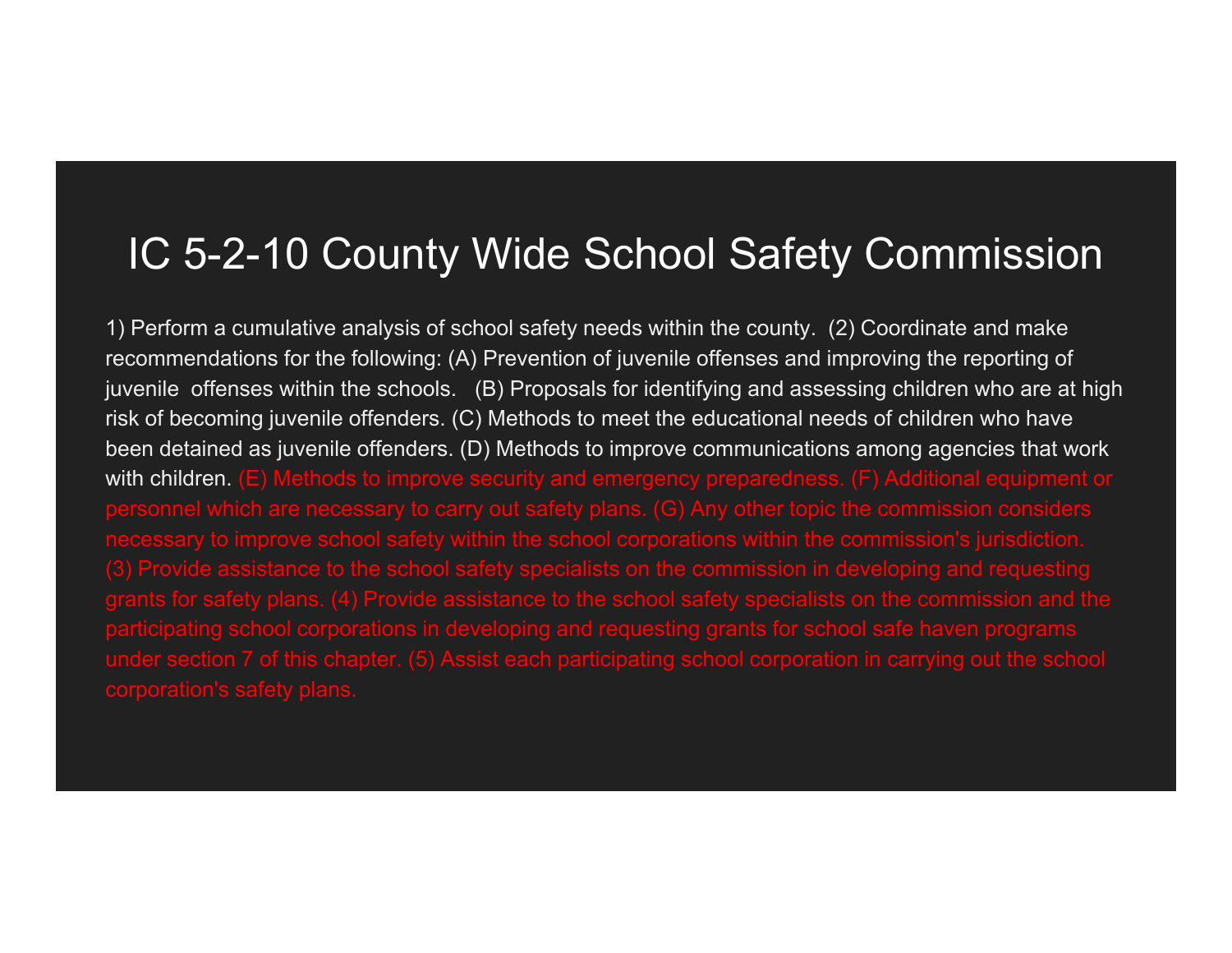# IC 5-2-10 County Wide School Safety Commission

1) Perform a cumulative analysis of school safety needs within the county. (2) Coordinate and make recommendations for the following: (A) Prevention of juvenile offenses and improving the reporting of juvenile offenses within the schools. (B) Proposals for identifying and assessing children who are at high risk of becoming juvenile offenders. (C) Methods to meet the educational needs of children who have been detained as juvenile offenders. (D) Methods to improve communications among agencies that work with children. (E) Methods to improve security and emergency preparedness. (F) Additional equipment or personnel which are necessary to carry out safety plans. (G) Any other topic the commission considers necessary to improve school safety within the school corporations within the commission's jurisdiction. (3) Provide assistance to the school safety specialists on the commission in developing and requesting grants for safety plans. (4) Provide assistance to the school safety specialists on the commission and the participating school corporations in developing and requesting grants for school safe haven programs under section 7 of this chapter. (5) Assist each participating school corporation in carrying out the school corporation's safety plans.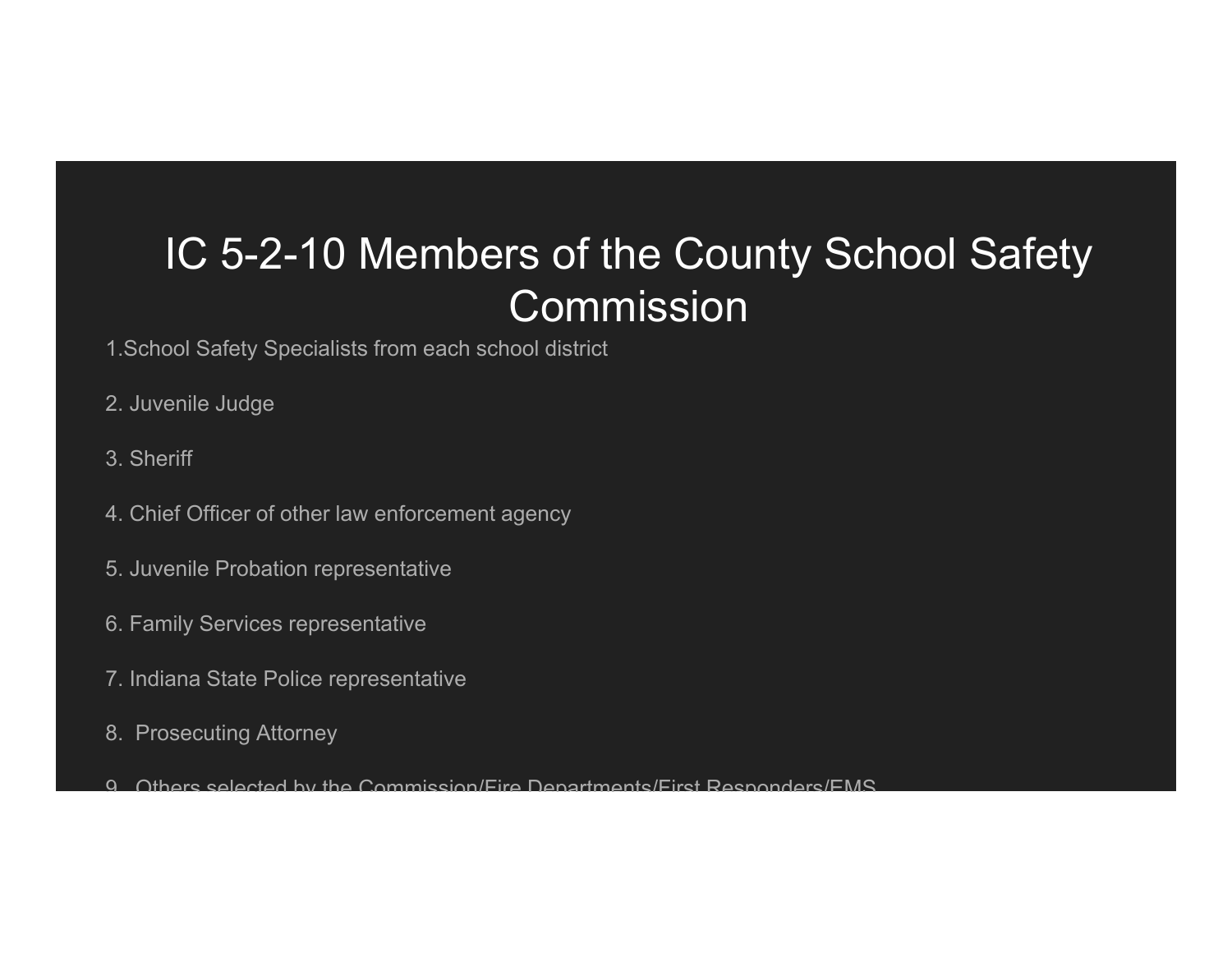# IC 5-2-10 Members of the County School Safety Commission

1.School Safety Specialists from each school district

2. Juvenile Judge

3. Sheriff

4. Chief Officer of other law enforcement agency

5. Juvenile Probation representative

6. Family Services representative

7. Indiana State Police representative

8. Prosecuting Attorney

9. Others selected by the Commission/Fire Departments/First Responders/EMS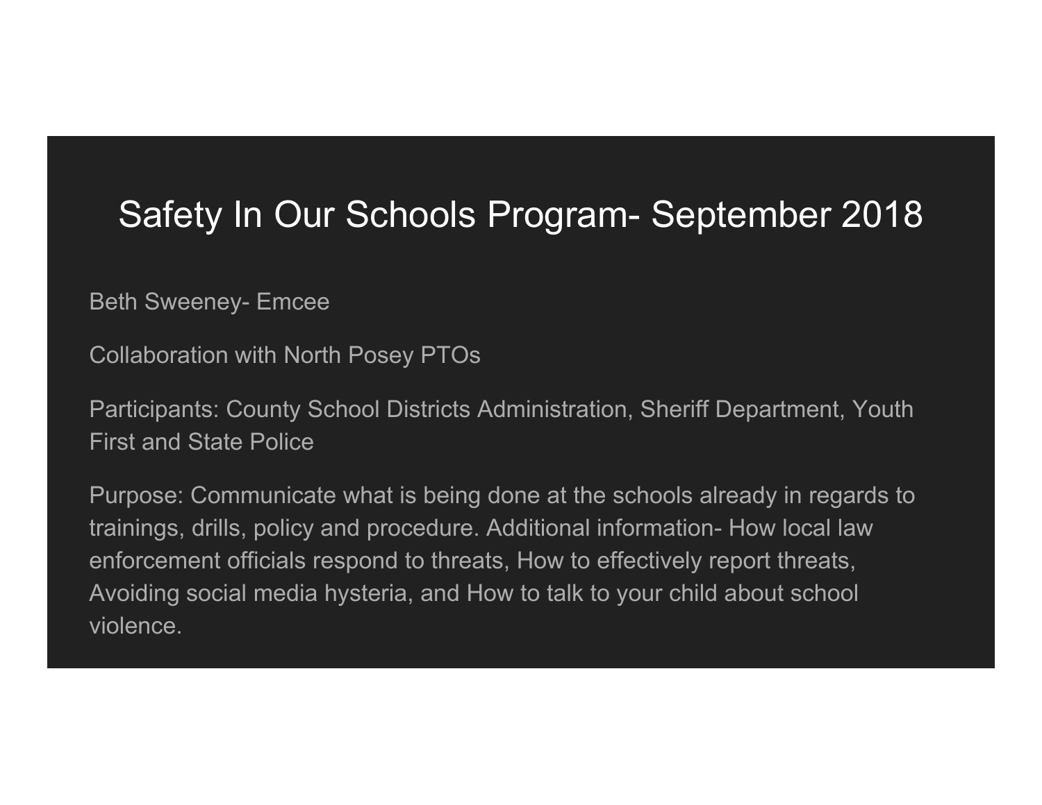# Safety In Our Schools Program- September 2018

Beth Sweeney- Emcee

Collaboration with North Posey PTOs

Participants: County School Districts Administration, Sheriff Department, Youth First and State Police

Purpose: Communicate what is being done at the schools already in regards to trainings, drills, policy and procedure. Additional information- How local law enforcement officials respond to threats, How to effectively report threats, Avoiding social media hysteria, and How to talk to your child about school violence.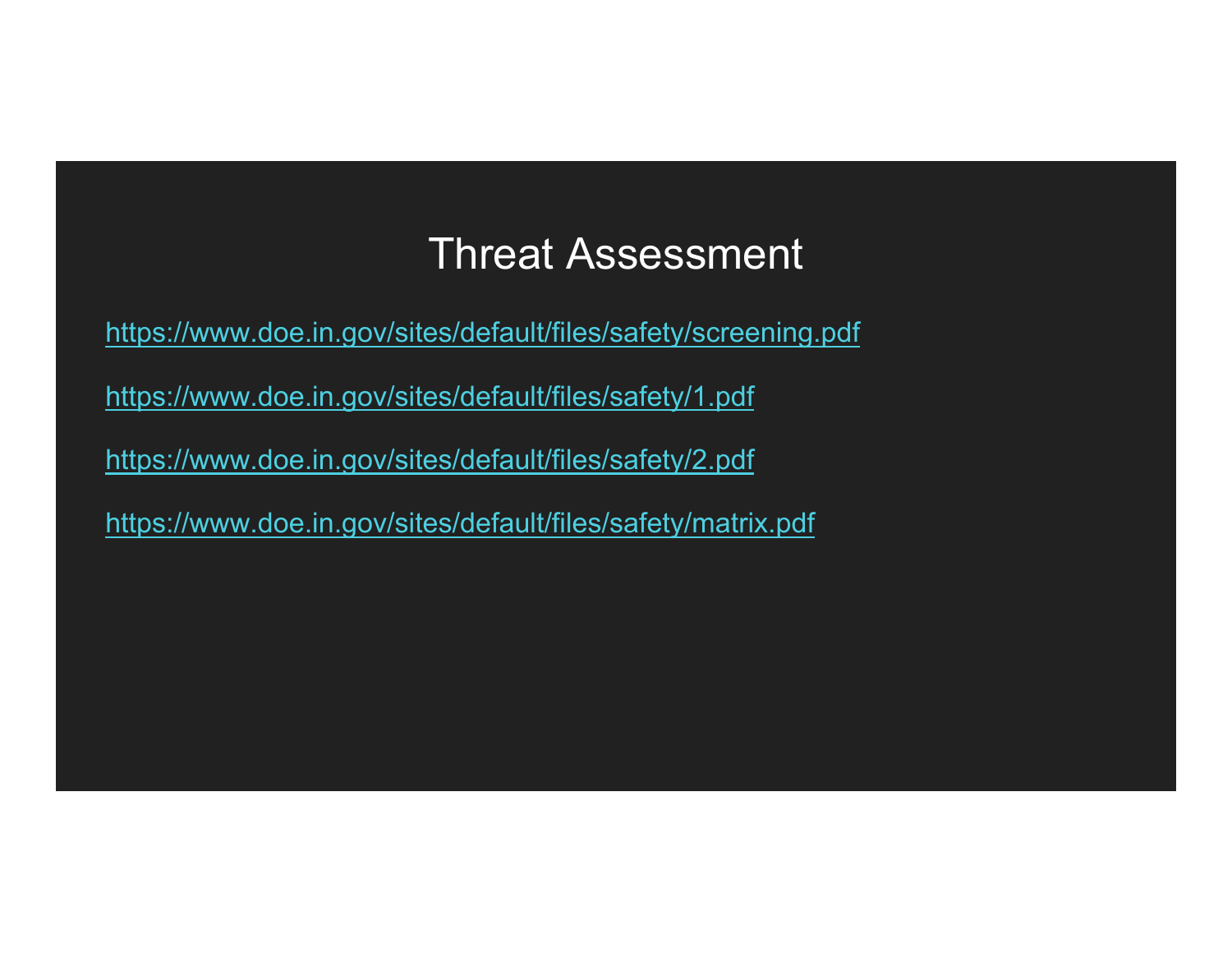# Threat Assessment

https://www.doe.in.gov/sites/default/files/safety/screening.pdf

https://www.doe.in.gov/sites/default/files/safety/1.pdf

https://www.doe.in.gov/sites/default/files/safety/2.pdf

https://www.doe.in.gov/sites/default/files/safety/matrix.pdf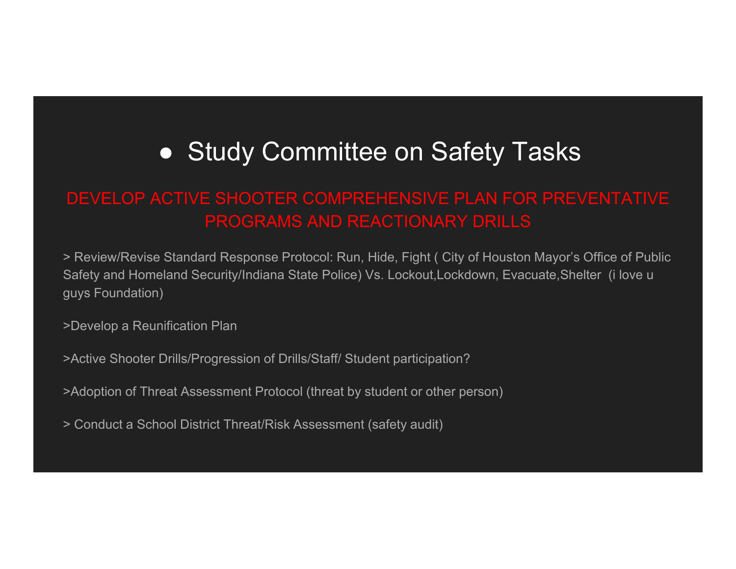## Study Committee on Safety Tasks

**DEVELOP ACTIVE SHOOTER COMPREHENSIVE PLAN FOR PREVENTATIVE PROGRAMS AND REACTIONARY DRILLS**

> Review/Revise Standard Response Protocol: Run, Hide, Fight ( City of Houston Mayor's Office of Public Safety and Homeland Security/Indiana State Police) Vs. Lockout,Lockdown, Evacuate,Shelter (i love u guys Foundation)

>Develop a Reunification Plan

>Active Shooter Drills/Progression of Drills/Staff/ Student participation?

>Adoption of Threat Assessment Protocol (threat by student or other person)

> Conduct a School District Threat/Risk Assessment (safety audit)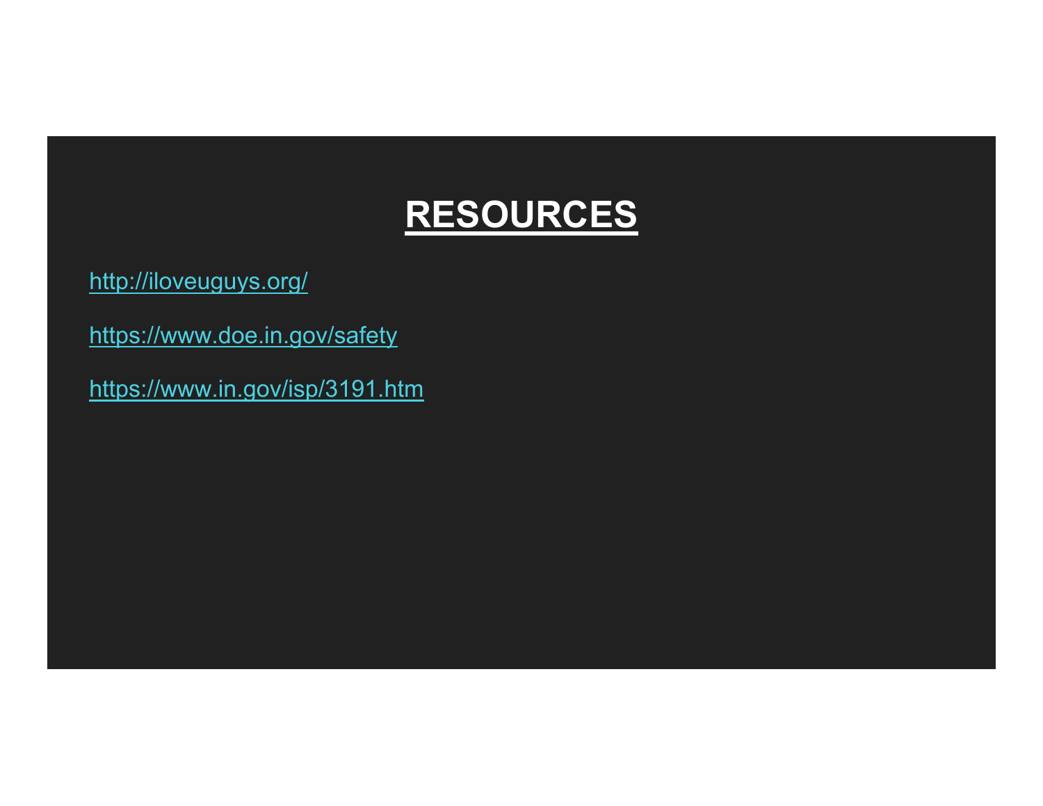# RESOURCES

http://iloveuguys.org/

https://www.doe.in.gov/safety

https://www.in.gov/isp/3191.htm